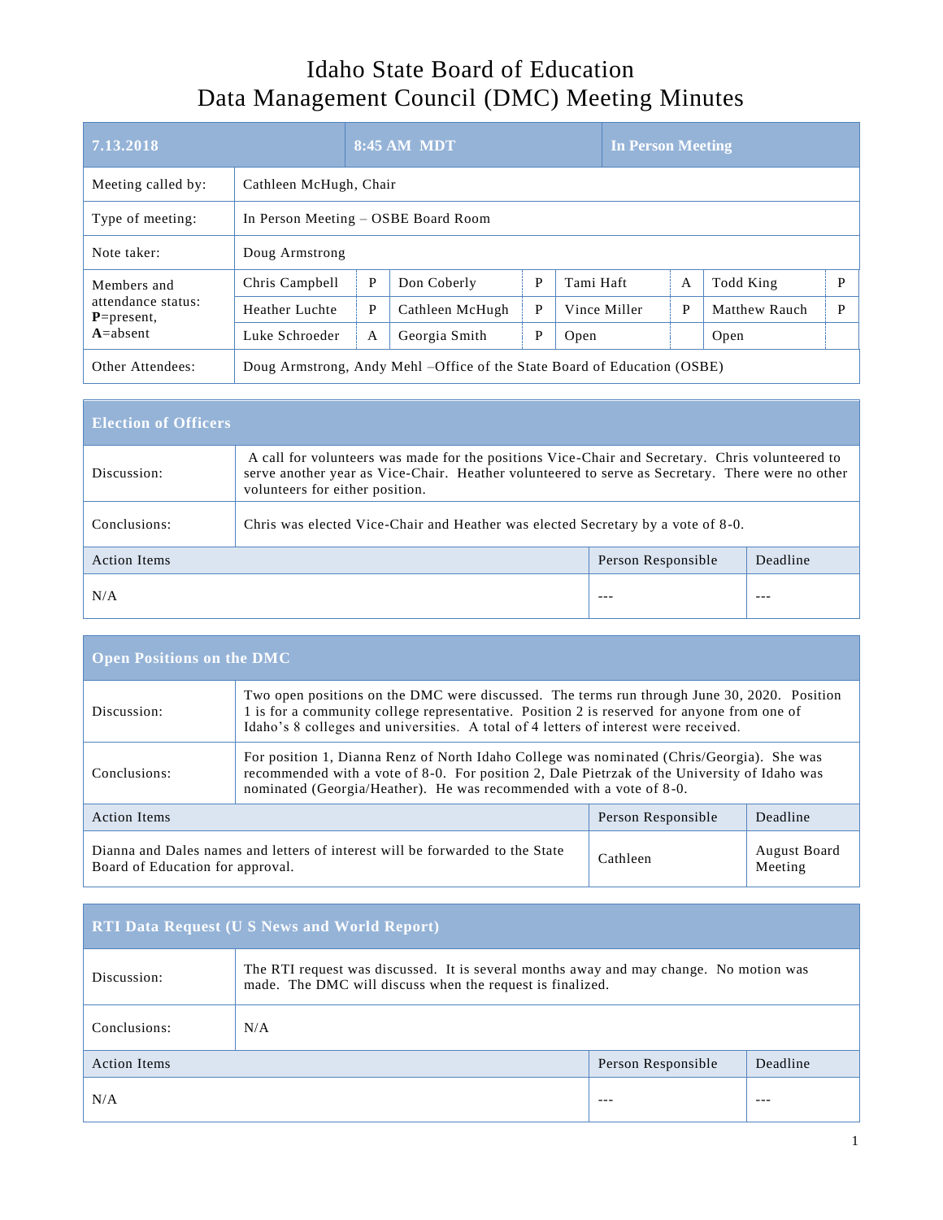# Idaho State Board of Education
# Data Management Council (DMC) Meeting Minutes

| 7.13.2018 | 8:45 AM MDT | In Person Meeting |
|---|---|---|

| | |
|---|---|
| Meeting called by: | Cathleen McHugh, Chair |
| Type of meeting: | In Person Meeting – OSBE Board Room |
| Note taker: | Doug Armstrong |

| Members and attendance status: **P**=present, **A**=absent | | | | | | | | |
|---|---|---|---|---|---|---|---|---|
| | Chris Campbell | P | Don Coberly | P | Tami Haft | A | Todd King | P |
| | Heather Luchte | P | Cathleen McHugh | P | Vince Miller | P | Matthew Rauch | P |
| | Luke Schroeder | A | Georgia Smith | P | Open | | Open | |

| | |
|---|---|
| Other Attendees: | Doug Armstrong, Andy Mehl –Office of the State Board of Education (OSBE) |

## Election of Officers

| | |
|---|---|
| Discussion: | A call for volunteers was made for the positions Vice-Chair and Secretary. Chris volunteered to serve another year as Vice-Chair. Heather volunteered to serve as Secretary. There were no other volunteers for either position. |
| Conclusions: | Chris was elected Vice-Chair and Heather was elected Secretary by a vote of 8-0. |

| Action Items | Person Responsible | Deadline |
|---|---|---|
| N/A | --- | --- |

## Open Positions on the DMC

| | |
|---|---|
| Discussion: | Two open positions on the DMC were discussed. The terms run through June 30, 2020. Position 1 is for a community college representative. Position 2 is reserved for anyone from one of Idaho's 8 colleges and universities. A total of 4 letters of interest were received. |
| Conclusions: | For position 1, Dianna Renz of North Idaho College was nominated (Chris/Georgia). She was recommended with a vote of 8-0. For position 2, Dale Pietrzak of the University of Idaho was nominated (Georgia/Heather). He was recommended with a vote of 8-0. |

| Action Items | Person Responsible | Deadline |
|---|---|---|
| Dianna and Dales names and letters of interest will be forwarded to the State Board of Education for approval. | Cathleen | August Board Meeting |

## RTI Data Request (U S News and World Report)

| | |
|---|---|
| Discussion: | The RTI request was discussed. It is several months away and may change. No motion was made. The DMC will discuss when the request is finalized. |
| Conclusions: | N/A |

| Action Items | Person Responsible | Deadline |
|---|---|---|
| N/A | --- | --- |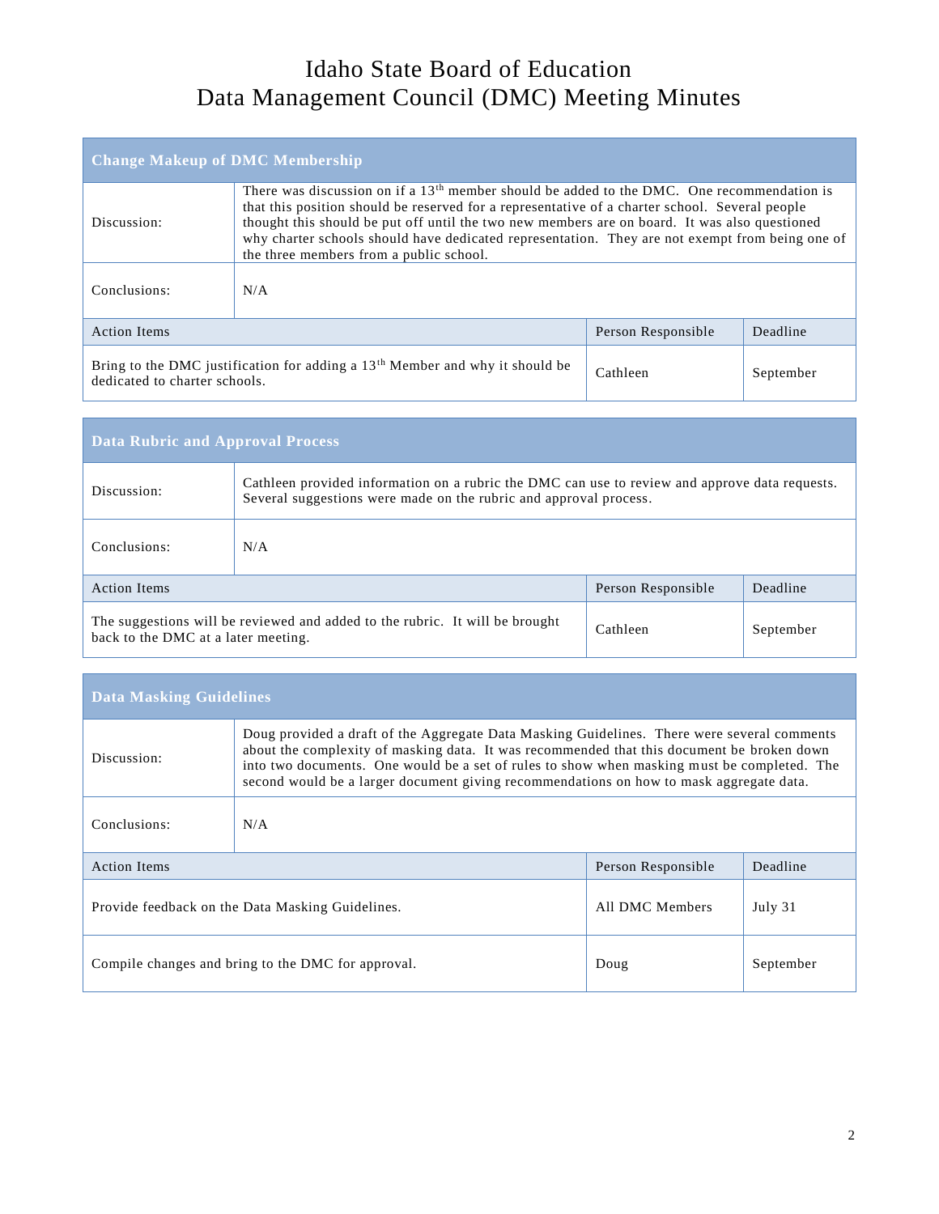# Idaho State Board of Education
# Data Management Council (DMC) Meeting Minutes

## Change Makeup of DMC Membership

| | |
|---|---|
| Discussion: | There was discussion on if a 13th member should be added to the DMC. One recommendation is that this position should be reserved for a representative of a charter school. Several people thought this should be put off until the two new members are on board. It was also questioned why charter schools should have dedicated representation. They are not exempt from being one of the three members from a public school. |
| Conclusions: | N/A |

| Action Items | Person Responsible | Deadline |
|---|---|---|
| Bring to the DMC justification for adding a 13th Member and why it should be dedicated to charter schools. | Cathleen | September |

## Data Rubric and Approval Process

| | |
|---|---|
| Discussion: | Cathleen provided information on a rubric the DMC can use to review and approve data requests. Several suggestions were made on the rubric and approval process. |
| Conclusions: | N/A |

| Action Items | Person Responsible | Deadline |
|---|---|---|
| The suggestions will be reviewed and added to the rubric. It will be brought back to the DMC at a later meeting. | Cathleen | September |

## Data Masking Guidelines

| | |
|---|---|
| Discussion: | Doug provided a draft of the Aggregate Data Masking Guidelines. There were several comments about the complexity of masking data. It was recommended that this document be broken down into two documents. One would be a set of rules to show when masking must be completed. The second would be a larger document giving recommendations on how to mask aggregate data. |
| Conclusions: | N/A |

| Action Items | Person Responsible | Deadline |
|---|---|---|
| Provide feedback on the Data Masking Guidelines. | All DMC Members | July 31 |
| Compile changes and bring to the DMC for approval. | Doug | September |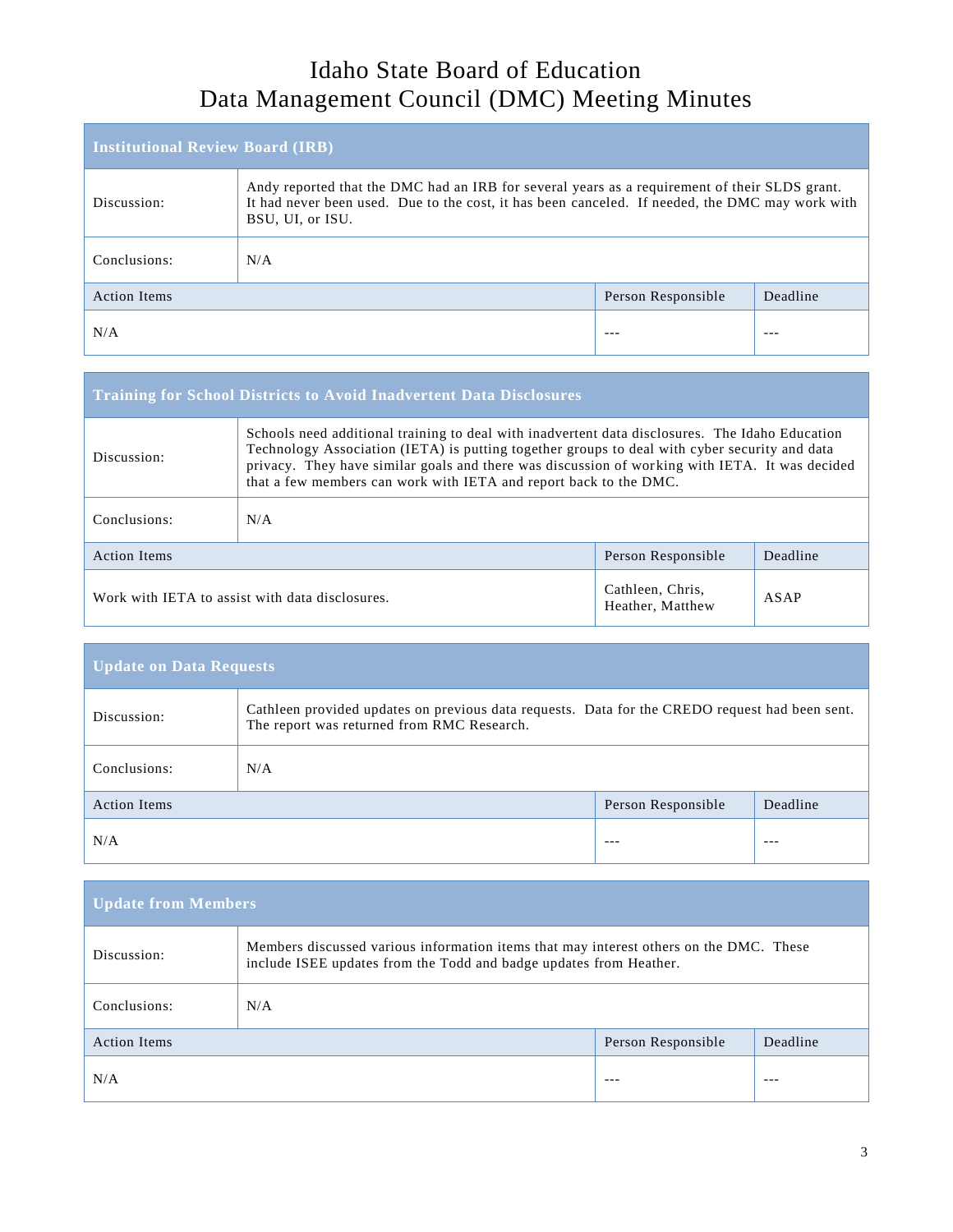# Idaho State Board of Education
# Data Management Council (DMC) Meeting Minutes

| Institutional Review Board (IRB) | | |
|---|---|---|
| Discussion: | Andy reported that the DMC had an IRB for several years as a requirement of their SLDS grant. It had never been used. Due to the cost, it has been canceled. If needed, the DMC may work with BSU, UI, or ISU. | |
| Conclusions: | N/A | |
| Action Items | Person Responsible | Deadline |
| N/A | --- | --- |

| Training for School Districts to Avoid Inadvertent Data Disclosures | | |
|---|---|---|
| Discussion: | Schools need additional training to deal with inadvertent data disclosures. The Idaho Education Technology Association (IETA) is putting together groups to deal with cyber security and data privacy. They have similar goals and there was discussion of working with IETA. It was decided that a few members can work with IETA and report back to the DMC. | |
| Conclusions: | N/A | |
| Action Items | Person Responsible | Deadline |
| Work with IETA to assist with data disclosures. | Cathleen, Chris, Heather, Matthew | ASAP |

| Update on Data Requests | | |
|---|---|---|
| Discussion: | Cathleen provided updates on previous data requests. Data for the CREDO request had been sent. The report was returned from RMC Research. | |
| Conclusions: | N/A | |
| Action Items | Person Responsible | Deadline |
| N/A | --- | --- |

| Update from Members | | |
|---|---|---|
| Discussion: | Members discussed various information items that may interest others on the DMC. These include ISEE updates from the Todd and badge updates from Heather. | |
| Conclusions: | N/A | |
| Action Items | Person Responsible | Deadline |
| N/A | --- | --- |